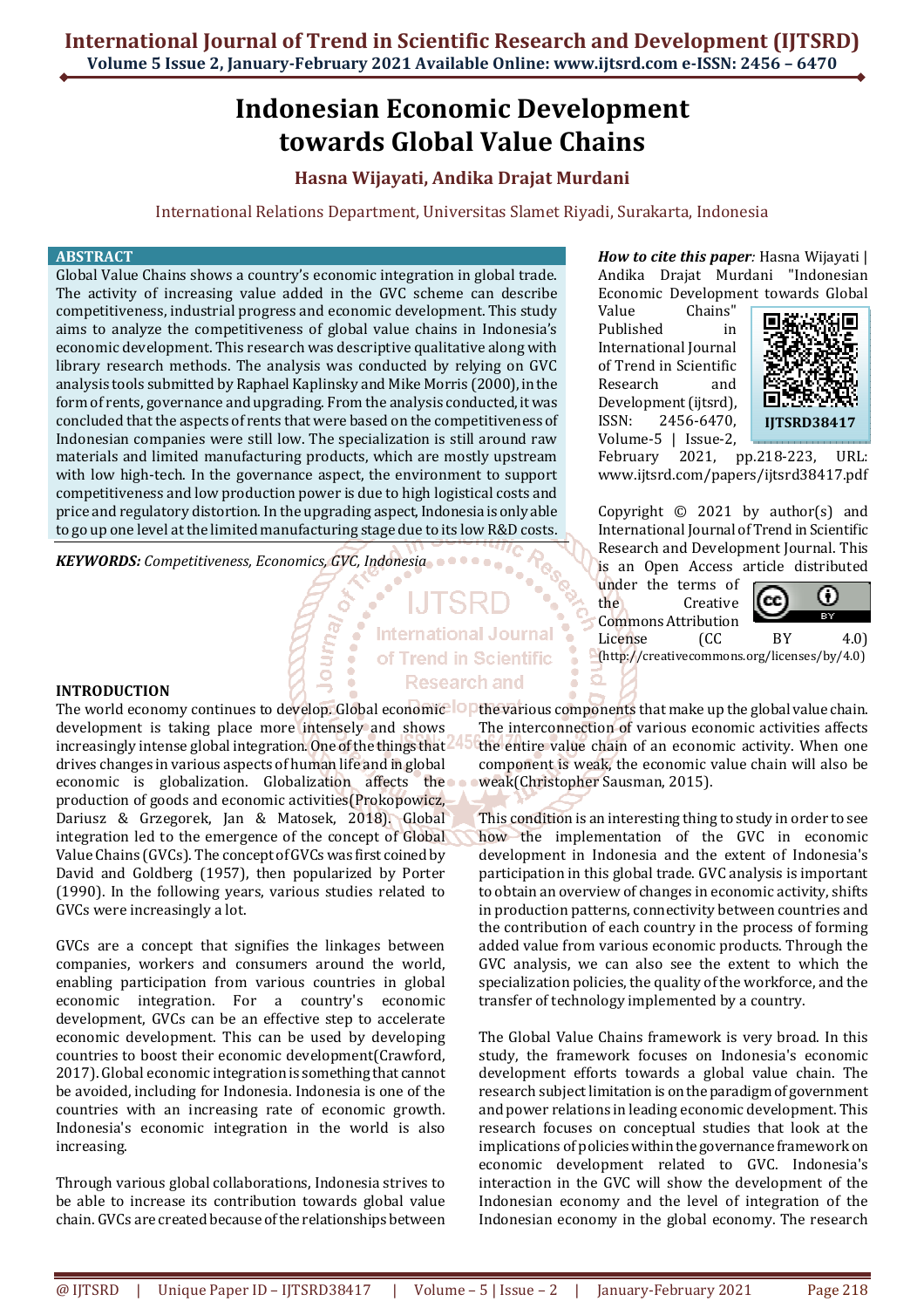# Indonesian Economic Development towards Global Value Chains

**Hasna Wijayati, Andika Drajat Murdani**

International Relations Department, Universitas Slamet Riyadi, Surakarta, Indonesia

## ABSTRACT

Global Value Chains shows a country's economic integration in global trade. The activity of increasing value added in the GVC scheme can describe competitiveness, industrial progress and economic development. This study aims to analyze the competitiveness of global value chains in Indonesia's economic development. This research was descriptive qualitative along with library research methods. The analysis was conducted by relying on GVC analysis tools submitted by Raphael Kaplinsky and Mike Morris (2000), in the form of rents, governance and upgrading. From the analysis conducted, it was concluded that the aspects of rents that were based on the competitiveness of Indonesian companies were still low. The specialization is still around raw materials and limited manufacturing products, which are mostly upstream with low high-tech. In the governance aspect, the environment to support competitiveness and low production power is due to high logistical costs and price and regulatory distortion. In the upgrading aspect, Indonesia is only able to go up one level at the limited manufacturing stage due to its low R&D costs.

***KEYWORDS:*** *Competitiveness, Economics, GVC, Indonesia*

***How to cite this paper:*** Hasna Wijayati | Andika Drajat Murdani "Indonesian Economic Development towards Global Value Chains" Published in International Journal of Trend in Scientific Research and Development (ijtsrd), ISSN: 2456-6470, Volume-5 | Issue-2, February 2021, pp.218-223, URL: www.ijtsrd.com/papers/ijtsrd38417.pdf

IJTSRD38417

Copyright © 2021 by author(s) and International Journal of Trend in Scientific Research and Development Journal. This is an Open Access article distributed under the terms of the Creative Commons Attribution License (CC BY 4.0) (http://creativecommons.org/licenses/by/4.0)

## INTRODUCTION

The world economy continues to develop. Global economic development is taking place more intensely and shows increasingly intense global integration. One of the things that drives changes in various aspects of human life and in global economic is globalization. Globalization affects the production of goods and economic activities(Prokopowicz, Dariusz & Grzegorek, Jan & Matosek, 2018). Global integration led to the emergence of the concept of Global Value Chains (GVCs). The concept of GVCs was first coined by David and Goldberg (1957), then popularized by Porter (1990). In the following years, various studies related to GVCs were increasingly a lot.

GVCs are a concept that signifies the linkages between companies, workers and consumers around the world, enabling participation from various countries in global economic integration. For a country's economic development, GVCs can be an effective step to accelerate economic development. This can be used by developing countries to boost their economic development(Crawford, 2017). Global economic integration is something that cannot be avoided, including for Indonesia. Indonesia is one of the countries with an increasing rate of economic growth. Indonesia's economic integration in the world is also increasing.

Through various global collaborations, Indonesia strives to be able to increase its contribution towards global value chain. GVCs are created because of the relationships between the various components that make up the global value chain. The interconnection of various economic activities affects the entire value chain of an economic activity. When one component is weak, the economic value chain will also be weak(Christopher Sausman, 2015).

This condition is an interesting thing to study in order to see how the implementation of the GVC in economic development in Indonesia and the extent of Indonesia's participation in this global trade. GVC analysis is important to obtain an overview of changes in economic activity, shifts in production patterns, connectivity between countries and the contribution of each country in the process of forming added value from various economic products. Through the GVC analysis, we can also see the extent to which the specialization policies, the quality of the workforce, and the transfer of technology implemented by a country.

The Global Value Chains framework is very broad. In this study, the framework focuses on Indonesia's economic development efforts towards a global value chain. The research subject limitation is on the paradigm of government and power relations in leading economic development. This research focuses on conceptual studies that look at the implications of policies within the governance framework on economic development related to GVC. Indonesia's interaction in the GVC will show the development of the Indonesian economy and the level of integration of the Indonesian economy in the global economy. The research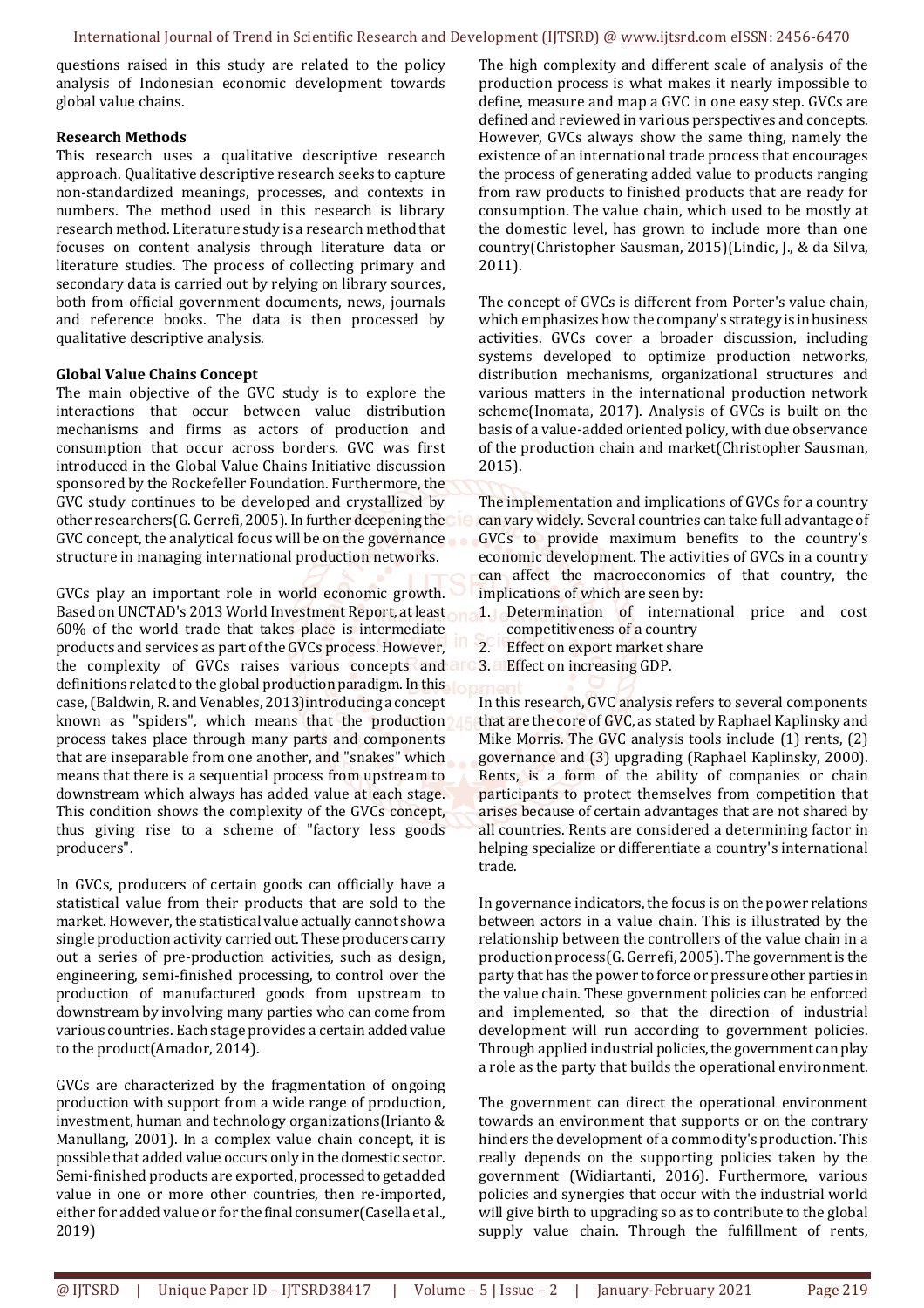questions raised in this study are related to the policy analysis of Indonesian economic development towards global value chains.

**Research Methods**

This research uses a qualitative descriptive research approach. Qualitative descriptive research seeks to capture non-standardized meanings, processes, and contexts in numbers. The method used in this research is library research method. Literature study is a research method that focuses on content analysis through literature data or literature studies. The process of collecting primary and secondary data is carried out by relying on library sources, both from official government documents, news, journals and reference books. The data is then processed by qualitative descriptive analysis.

**Global Value Chains Concept**

The main objective of the GVC study is to explore the interactions that occur between value distribution mechanisms and firms as actors of production and consumption that occur across borders. GVC was first introduced in the Global Value Chains Initiative discussion sponsored by the Rockefeller Foundation. Furthermore, the GVC study continues to be developed and crystallized by other researchers(G. Gerrefi, 2005). In further deepening the GVC concept, the analytical focus will be on the governance structure in managing international production networks.

GVCs play an important role in world economic growth. Based on UNCTAD's 2013 World Investment Report, at least 60% of the world trade that takes place is intermediate products and services as part of the GVCs process. However, the complexity of GVCs raises various concepts and definitions related to the global production paradigm. In this case, (Baldwin, R. and Venables, 2013)introducing a concept known as "spiders", which means that the production process takes place through many parts and components that are inseparable from one another, and "snakes" which means that there is a sequential process from upstream to downstream which always has added value at each stage. This condition shows the complexity of the GVCs concept, thus giving rise to a scheme of "factory less goods producers".

In GVCs, producers of certain goods can officially have a statistical value from their products that are sold to the market. However, the statistical value actually cannot show a single production activity carried out. These producers carry out a series of pre-production activities, such as design, engineering, semi-finished processing, to control over the production of manufactured goods from upstream to downstream by involving many parties who can come from various countries. Each stage provides a certain added value to the product(Amador, 2014).

GVCs are characterized by the fragmentation of ongoing production with support from a wide range of production, investment, human and technology organizations(Irianto & Manullang, 2001). In a complex value chain concept, it is possible that added value occurs only in the domestic sector. Semi-finished products are exported, processed to get added value in one or more other countries, then re-imported, either for added value or for the final consumer(Casella et al., 2019)

The high complexity and different scale of analysis of the production process is what makes it nearly impossible to define, measure and map a GVC in one easy step. GVCs are defined and reviewed in various perspectives and concepts. However, GVCs always show the same thing, namely the existence of an international trade process that encourages the process of generating added value to products ranging from raw products to finished products that are ready for consumption. The value chain, which used to be mostly at the domestic level, has grown to include more than one country(Christopher Sausman, 2015)(Lindic, J., & da Silva, 2011).

The concept of GVCs is different from Porter's value chain, which emphasizes how the company's strategy is in business activities. GVCs cover a broader discussion, including systems developed to optimize production networks, distribution mechanisms, organizational structures and various matters in the international production network scheme(Inomata, 2017). Analysis of GVCs is built on the basis of a value-added oriented policy, with due observance of the production chain and market(Christopher Sausman, 2015).

The implementation and implications of GVCs for a country can vary widely. Several countries can take full advantage of GVCs to provide maximum benefits to the country's economic development. The activities of GVCs in a country can affect the macroeconomics of that country, the implications of which are seen by:

1. Determination of international price and cost competitiveness of a country
2. Effect on export market share
3. Effect on increasing GDP.

In this research, GVC analysis refers to several components that are the core of GVC, as stated by Raphael Kaplinsky and Mike Morris. The GVC analysis tools include (1) rents, (2) governance and (3) upgrading (Raphael Kaplinsky, 2000). Rents, is a form of the ability of companies or chain participants to protect themselves from competition that arises because of certain advantages that are not shared by all countries. Rents are considered a determining factor in helping specialize or differentiate a country's international trade.

In governance indicators, the focus is on the power relations between actors in a value chain. This is illustrated by the relationship between the controllers of the value chain in a production process(G. Gerrefi, 2005). The government is the party that has the power to force or pressure other parties in the value chain. These government policies can be enforced and implemented, so that the direction of industrial development will run according to government policies. Through applied industrial policies, the government can play a role as the party that builds the operational environment.

The government can direct the operational environment towards an environment that supports or on the contrary hinders the development of a commodity's production. This really depends on the supporting policies taken by the government (Widiartanti, 2016). Furthermore, various policies and synergies that occur with the industrial world will give birth to upgrading so as to contribute to the global supply value chain. Through the fulfillment of rents,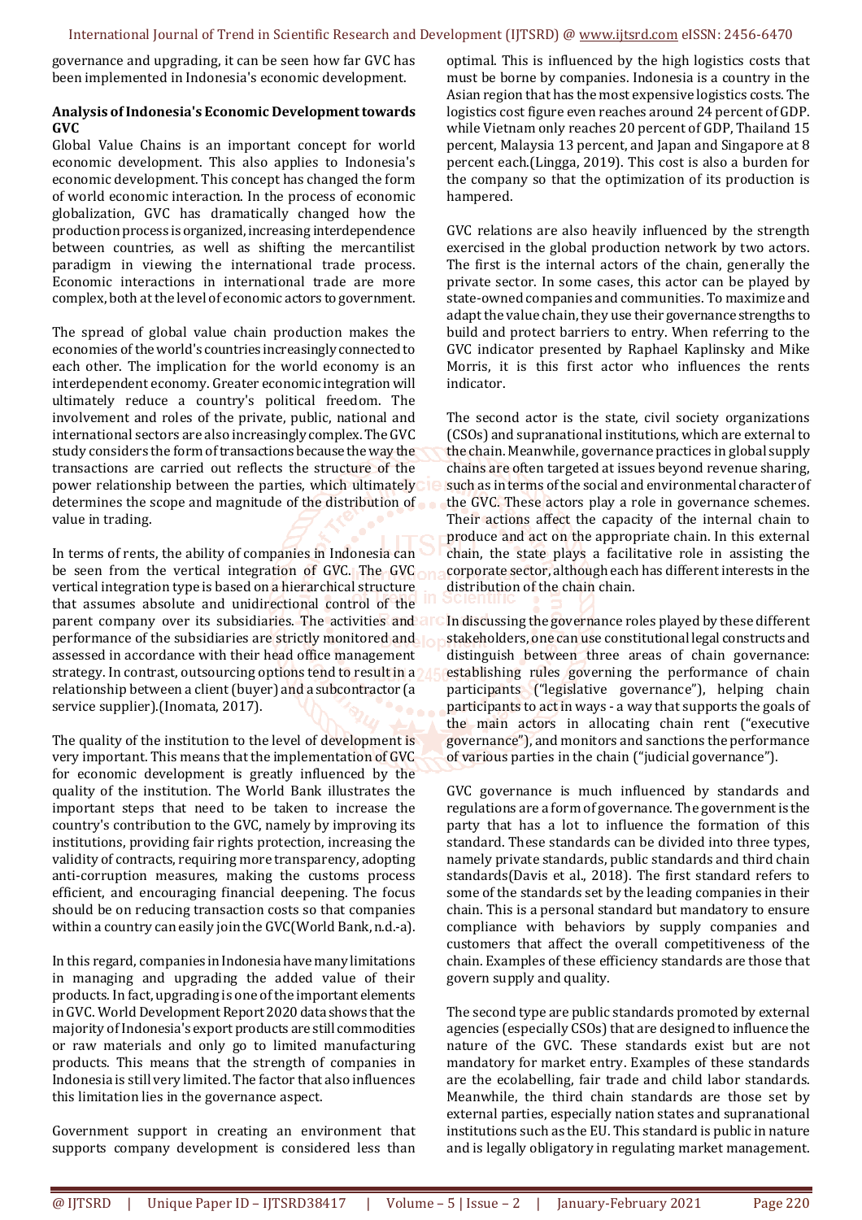governance and upgrading, it can be seen how far GVC has been implemented in Indonesia's economic development.

**Analysis of Indonesia's Economic Development towards GVC**

Global Value Chains is an important concept for world economic development. This also applies to Indonesia's economic development. This concept has changed the form of world economic interaction. In the process of economic globalization, GVC has dramatically changed how the production process is organized, increasing interdependence between countries, as well as shifting the mercantilist paradigm in viewing the international trade process. Economic interactions in international trade are more complex, both at the level of economic actors to government.

The spread of global value chain production makes the economies of the world's countries increasingly connected to each other. The implication for the world economy is an interdependent economy. Greater economic integration will ultimately reduce a country's political freedom. The involvement and roles of the private, public, national and international sectors are also increasingly complex. The GVC study considers the form of transactions because the way the transactions are carried out reflects the structure of the power relationship between the parties, which ultimately determines the scope and magnitude of the distribution of value in trading.

In terms of rents, the ability of companies in Indonesia can be seen from the vertical integration of GVC. The GVC vertical integration type is based on a hierarchical structure that assumes absolute and unidirectional control of the parent company over its subsidiaries. The activities and performance of the subsidiaries are strictly monitored and assessed in accordance with their head office management strategy. In contrast, outsourcing options tend to result in a relationship between a client (buyer) and a subcontractor (a service supplier).(Inomata, 2017).

The quality of the institution to the level of development is very important. This means that the implementation of GVC for economic development is greatly influenced by the quality of the institution. The World Bank illustrates the important steps that need to be taken to increase the country's contribution to the GVC, namely by improving its institutions, providing fair rights protection, increasing the validity of contracts, requiring more transparency, adopting anti-corruption measures, making the customs process efficient, and encouraging financial deepening. The focus should be on reducing transaction costs so that companies within a country can easily join the GVC(World Bank, n.d.-a).

In this regard, companies in Indonesia have many limitations in managing and upgrading the added value of their products. In fact, upgrading is one of the important elements in GVC. World Development Report 2020 data shows that the majority of Indonesia's export products are still commodities or raw materials and only go to limited manufacturing products. This means that the strength of companies in Indonesia is still very limited. The factor that also influences this limitation lies in the governance aspect.

Government support in creating an environment that supports company development is considered less than optimal. This is influenced by the high logistics costs that must be borne by companies. Indonesia is a country in the Asian region that has the most expensive logistics costs. The logistics cost figure even reaches around 24 percent of GDP. while Vietnam only reaches 20 percent of GDP, Thailand 15 percent, Malaysia 13 percent, and Japan and Singapore at 8 percent each.(Lingga, 2019). This cost is also a burden for the company so that the optimization of its production is hampered.

GVC relations are also heavily influenced by the strength exercised in the global production network by two actors. The first is the internal actors of the chain, generally the private sector. In some cases, this actor can be played by state-owned companies and communities. To maximize and adapt the value chain, they use their governance strengths to build and protect barriers to entry. When referring to the GVC indicator presented by Raphael Kaplinsky and Mike Morris, it is this first actor who influences the rents indicator.

The second actor is the state, civil society organizations (CSOs) and supranational institutions, which are external to the chain. Meanwhile, governance practices in global supply chains are often targeted at issues beyond revenue sharing, such as in terms of the social and environmental character of the GVC. These actors play a role in governance schemes. Their actions affect the capacity of the internal chain to produce and act on the appropriate chain. In this external chain, the state plays a facilitative role in assisting the corporate sector, although each has different interests in the distribution of the chain chain.

In discussing the governance roles played by these different stakeholders, one can use constitutional legal constructs and distinguish between three areas of chain governance: establishing rules governing the performance of chain participants ("legislative governance"), helping chain participants to act in ways - a way that supports the goals of the main actors in allocating chain rent ("executive governance"), and monitors and sanctions the performance of various parties in the chain ("judicial governance").

GVC governance is much influenced by standards and regulations are a form of governance. The government is the party that has a lot to influence the formation of this standard. These standards can be divided into three types, namely private standards, public standards and third chain standards(Davis et al., 2018). The first standard refers to some of the standards set by the leading companies in their chain. This is a personal standard but mandatory to ensure compliance with behaviors by supply companies and customers that affect the overall competitiveness of the chain. Examples of these efficiency standards are those that govern supply and quality.

The second type are public standards promoted by external agencies (especially CSOs) that are designed to influence the nature of the GVC. These standards exist but are not mandatory for market entry. Examples of these standards are the ecolabelling, fair trade and child labor standards. Meanwhile, the third chain standards are those set by external parties, especially nation states and supranational institutions such as the EU. This standard is public in nature and is legally obligatory in regulating market management.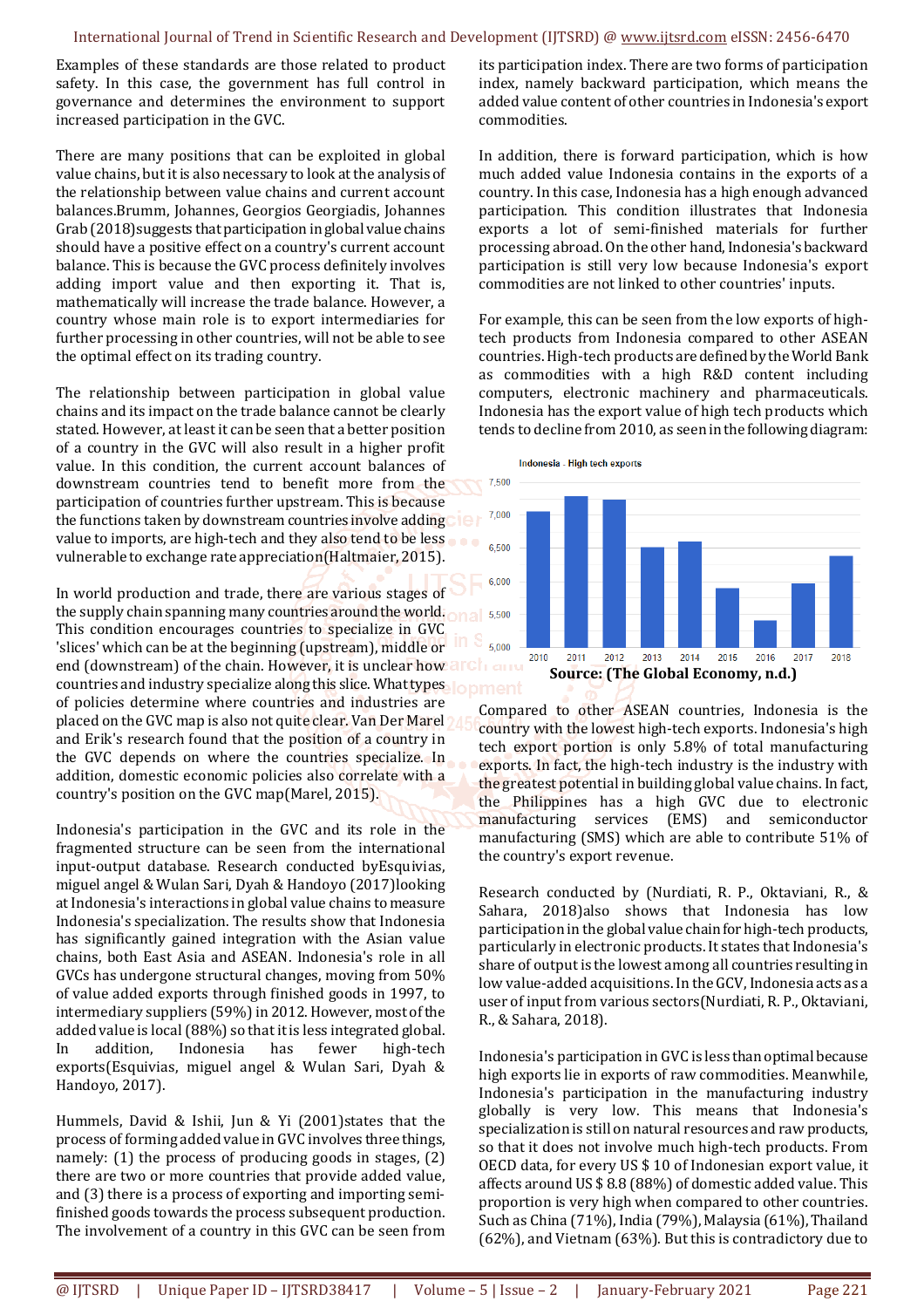Examples of these standards are those related to product safety. In this case, the government has full control in governance and determines the environment to support increased participation in the GVC.

There are many positions that can be exploited in global value chains, but it is also necessary to look at the analysis of the relationship between value chains and current account balances.Brumm, Johannes, Georgios Georgiadis, Johannes Grab (2018)suggests that participation in global value chains should have a positive effect on a country's current account balance. This is because the GVC process definitely involves adding import value and then exporting it. That is, mathematically will increase the trade balance. However, a country whose main role is to export intermediaries for further processing in other countries, will not be able to see the optimal effect on its trading country.

The relationship between participation in global value chains and its impact on the trade balance cannot be clearly stated. However, at least it can be seen that a better position of a country in the GVC will also result in a higher profit value. In this condition, the current account balances of downstream countries tend to benefit more from the participation of countries further upstream. This is because the functions taken by downstream countries involve adding value to imports, are high-tech and they also tend to be less vulnerable to exchange rate appreciation(Haltmaier, 2015).

In world production and trade, there are various stages of the supply chain spanning many countries around the world. This condition encourages countries to specialize in GVC 'slices' which can be at the beginning (upstream), middle or end (downstream) of the chain. However, it is unclear how countries and industry specialize along this slice. What types of policies determine where countries and industries are placed on the GVC map is also not quite clear. Van Der Marel and Erik's research found that the position of a country in the GVC depends on where the countries specialize. In addition, domestic economic policies also correlate with a country's position on the GVC map(Marel, 2015).

Indonesia's participation in the GVC and its role in the fragmented structure can be seen from the international input-output database. Research conducted byEsquivias, miguel angel & Wulan Sari, Dyah & Handoyo (2017)looking at Indonesia's interactions in global value chains to measure Indonesia's specialization. The results show that Indonesia has significantly gained integration with the Asian value chains, both East Asia and ASEAN. Indonesia's role in all GVCs has undergone structural changes, moving from 50% of value added exports through finished goods in 1997, to intermediary suppliers (59%) in 2012. However, most of the added value is local (88%) so that it is less integrated global. In addition, Indonesia has fewer high-tech exports(Esquivias, miguel angel & Wulan Sari, Dyah & Handoyo, 2017).

Hummels, David & Ishii, Jun & Yi (2001)states that the process of forming added value in GVC involves three things, namely: (1) the process of producing goods in stages, (2) there are two or more countries that provide added value, and (3) there is a process of exporting and importing semi-finished goods towards the process subsequent production. The involvement of a country in this GVC can be seen from its participation index. There are two forms of participation index, namely backward participation, which means the added value content of other countries in Indonesia's export commodities.

In addition, there is forward participation, which is how much added value Indonesia contains in the exports of a country. In this case, Indonesia has a high enough advanced participation. This condition illustrates that Indonesia exports a lot of semi-finished materials for further processing abroad. On the other hand, Indonesia's backward participation is still very low because Indonesia's export commodities are not linked to other countries' inputs.

For example, this can be seen from the low exports of high-tech products from Indonesia compared to other ASEAN countries. High-tech products are defined by the World Bank as commodities with a high R&D content including computers, electronic machinery and pharmaceuticals. Indonesia has the export value of high tech products which tends to decline from 2010, as seen in the following diagram:

Indonesia - High tech exports

**Source: (The Global Economy, n.d.)**

Compared to other ASEAN countries, Indonesia is the country with the lowest high-tech exports. Indonesia's high tech export portion is only 5.8% of total manufacturing exports. In fact, the high-tech industry is the industry with the greatest potential in building global value chains. In fact, the Philippines has a high GVC due to electronic manufacturing services (EMS) and semiconductor manufacturing (SMS) which are able to contribute 51% of the country's export revenue.

Research conducted by (Nurdiati, R. P., Oktaviani, R., & Sahara, 2018)also shows that Indonesia has low participation in the global value chain for high-tech products, particularly in electronic products. It states that Indonesia's share of output is the lowest among all countries resulting in low value-added acquisitions. In the GCV, Indonesia acts as a user of input from various sectors(Nurdiati, R. P., Oktaviani, R., & Sahara, 2018).

Indonesia's participation in GVC is less than optimal because high exports lie in exports of raw commodities. Meanwhile, Indonesia's participation in the manufacturing industry globally is very low. This means that Indonesia's specialization is still on natural resources and raw products, so that it does not involve much high-tech products. From OECD data, for every US $ 10 of Indonesian export value, it affects around US $ 8.8 (88%) of domestic added value. This proportion is very high when compared to other countries. Such as China (71%), India (79%), Malaysia (61%), Thailand (62%), and Vietnam (63%). But this is contradictory due to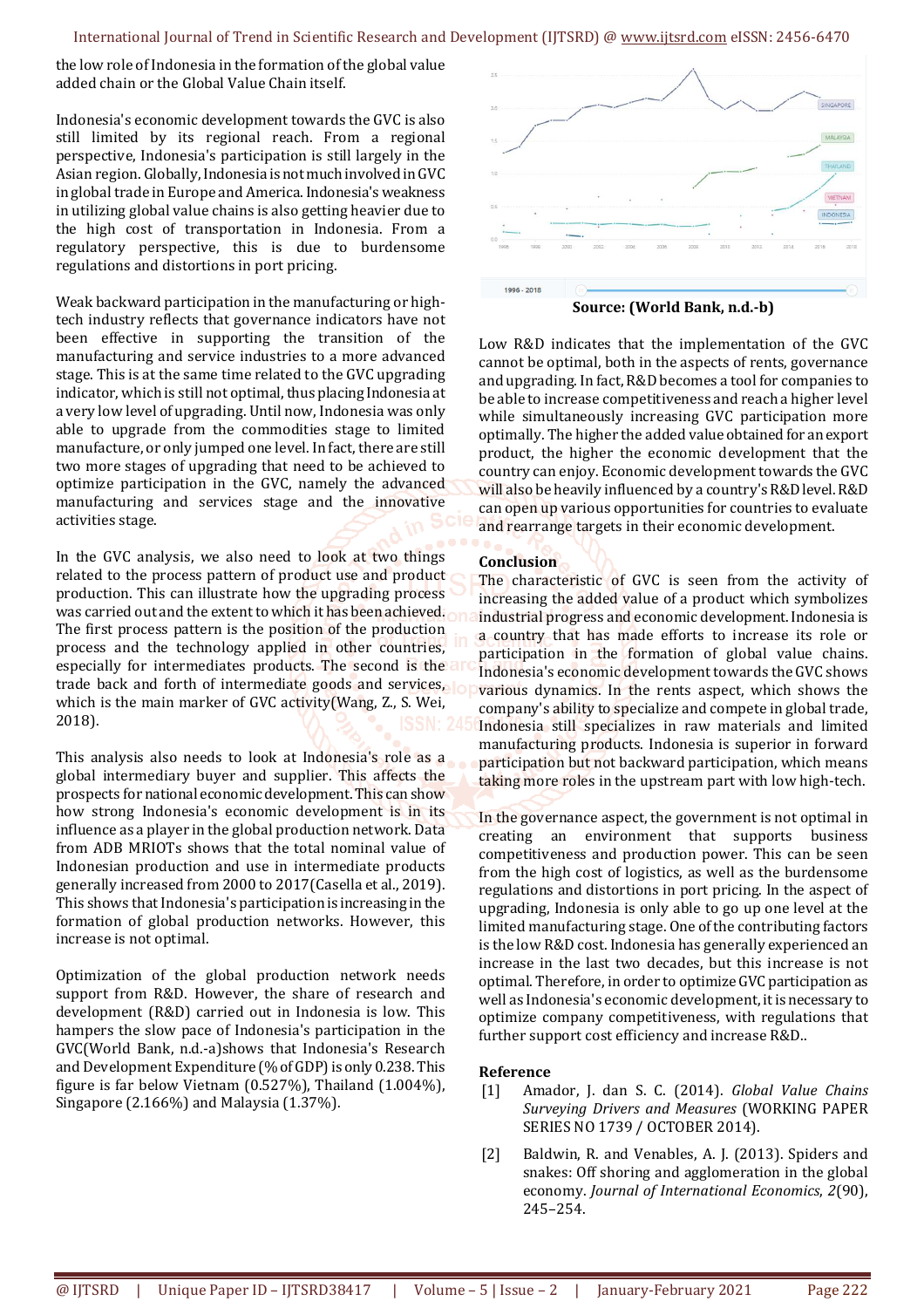the low role of Indonesia in the formation of the global value added chain or the Global Value Chain itself.

Indonesia's economic development towards the GVC is also still limited by its regional reach. From a regional perspective, Indonesia's participation is still largely in the Asian region. Globally, Indonesia is not much involved in GVC in global trade in Europe and America. Indonesia's weakness in utilizing global value chains is also getting heavier due to the high cost of transportation in Indonesia. From a regulatory perspective, this is due to burdensome regulations and distortions in port pricing.

Weak backward participation in the manufacturing or high-tech industry reflects that governance indicators have not been effective in supporting the transition of the manufacturing and service industries to a more advanced stage. This is at the same time related to the GVC upgrading indicator, which is still not optimal, thus placing Indonesia at a very low level of upgrading. Until now, Indonesia was only able to upgrade from the commodities stage to limited manufacture, or only jumped one level. In fact, there are still two more stages of upgrading that need to be achieved to optimize participation in the GVC, namely the advanced manufacturing and services stage and the innovative activities stage.

In the GVC analysis, we also need to look at two things related to the process pattern of product use and product production. This can illustrate how the upgrading process was carried out and the extent to which it has been achieved. The first process pattern is the position of the production process and the technology applied in other countries, especially for intermediates products. The second is the trade back and forth of intermediate goods and services, which is the main marker of GVC activity(Wang, Z., S. Wei, 2018).

This analysis also needs to look at Indonesia's role as a global intermediary buyer and supplier. This affects the prospects for national economic development. This can show how strong Indonesia's economic development is in its influence as a player in the global production network. Data from ADB MRIOTs shows that the total nominal value of Indonesian production and use in intermediate products generally increased from 2000 to 2017(Casella et al., 2019). This shows that Indonesia's participation is increasing in the formation of global production networks. However, this increase is not optimal.

Optimization of the global production network needs support from R&D. However, the share of research and development (R&D) carried out in Indonesia is low. This hampers the slow pace of Indonesia's participation in the GVC(World Bank, n.d.-a)shows that Indonesia's Research and Development Expenditure (% of GDP) is only 0.238. This figure is far below Vietnam (0.527%), Thailand (1.004%), Singapore (2.166%) and Malaysia (1.37%).

**Source: (World Bank, n.d.-b)**

Low R&D indicates that the implementation of the GVC cannot be optimal, both in the aspects of rents, governance and upgrading. In fact, R&D becomes a tool for companies to be able to increase competitiveness and reach a higher level while simultaneously increasing GVC participation more optimally. The higher the added value obtained for an export product, the higher the economic development that the country can enjoy. Economic development towards the GVC will also be heavily influenced by a country's R&D level. R&D can open up various opportunities for countries to evaluate and rearrange targets in their economic development.

## Conclusion

The characteristic of GVC is seen from the activity of increasing the added value of a product which symbolizes industrial progress and economic development. Indonesia is a country that has made efforts to increase its role or participation in the formation of global value chains. Indonesia's economic development towards the GVC shows various dynamics. In the rents aspect, which shows the company's ability to specialize and compete in global trade, Indonesia still specializes in raw materials and limited manufacturing products. Indonesia is superior in forward participation but not backward participation, which means taking more roles in the upstream part with low high-tech.

In the governance aspect, the government is not optimal in creating an environment that supports business competitiveness and production power. This can be seen from the high cost of logistics, as well as the burdensome regulations and distortions in port pricing. In the aspect of upgrading, Indonesia is only able to go up one level at the limited manufacturing stage. One of the contributing factors is the low R&D cost. Indonesia has generally experienced an increase in the last two decades, but this increase is not optimal. Therefore, in order to optimize GVC participation as well as Indonesia's economic development, it is necessary to optimize company competitiveness, with regulations that further support cost efficiency and increase R&D..

## Reference

[1] Amador, J. dan S. C. (2014). *Global Value Chains Surveying Drivers and Measures* (WORKING PAPER SERIES NO 1739 / OCTOBER 2014).

[2] Baldwin, R. and Venables, A. J. (2013). Spiders and snakes: Off shoring and agglomeration in the global economy. *Journal of International Economics*, *2*(90), 245–254.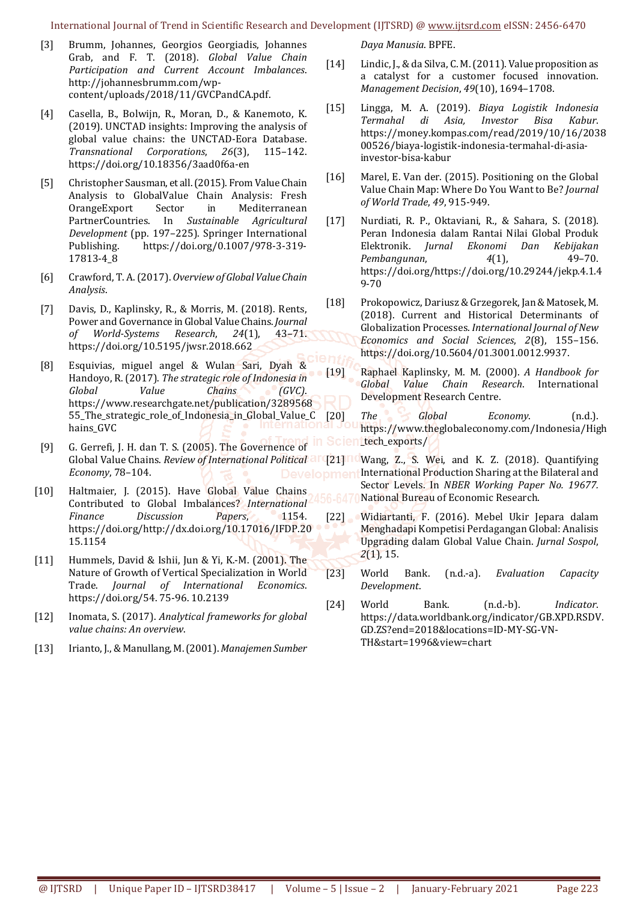[3] Brumm, Johannes, Georgios Georgiadis, Johannes Grab, and F. T. (2018). *Global Value Chain Participation and Current Account Imbalances*. http://johannesbrumm.com/wp-content/uploads/2018/11/GVCPandCA.pdf.

[4] Casella, B., Bolwijn, R., Moran, D., & Kanemoto, K. (2019). UNCTAD insights: Improving the analysis of global value chains: the UNCTAD-Eora Database. *Transnational Corporations*, *26*(3), 115–142. https://doi.org/10.18356/3aad0f6a-en

[5] Christopher Sausman, et all. (2015). From Value Chain Analysis to GlobalValue Chain Analysis: Fresh OrangeExport Sector in Mediterranean PartnerCountries. In *Sustainable Agricultural Development* (pp. 197–225). Springer International Publishing. https://doi.org/0.1007/978-3-319-17813-4_8

[6] Crawford, T. A. (2017). *Overview of Global Value Chain Analysis*.

[7] Davis, D., Kaplinsky, R., & Morris, M. (2018). Rents, Power and Governance in Global Value Chains. *Journal of World-Systems Research*, *24*(1), 43–71. https://doi.org/10.5195/jwsr.2018.662

[8] Esquivias, miguel angel & Wulan Sari, Dyah & Handoyo, R. (2017). *The strategic role of Indonesia in Global Value Chains (GVC)*. https://www.researchgate.net/publication/328956855_The_strategic_role_of_Indonesia_in_Global_Value_Chains_GVC

[9] G. Gerrefi, J. H. dan T. S. (2005). The Governence of Global Value Chains. *Review of International Political Economy*, 78–104.

[10] Haltmaier, J. (2015). Have Global Value Chains Contributed to Global Imbalances? *International Finance Discussion Papers*, 1154. https://doi.org/http://dx.doi.org/10.17016/IFDP.2015.1154

[11] Hummels, David & Ishii, Jun & Yi, K.-M. (2001). The Nature of Growth of Vertical Specialization in World Trade. *Journal of International Economics*. https://doi.org/54. 75-96. 10.2139

[12] Inomata, S. (2017). *Analytical frameworks for global value chains: An overview*.

[13] Irianto, J., & Manullang, M. (2001). *Manajemen Sumber Daya Manusia*. BPFE.

[14] Lindic, J., & da Silva, C. M. (2011). Value proposition as a catalyst for a customer focused innovation. *Management Decision*, *49*(10), 1694–1708.

[15] Lingga, M. A. (2019). *Biaya Logistik Indonesia Termahal di Asia, Investor Bisa Kabur*. https://money.kompas.com/read/2019/10/16/203800526/biaya-logistik-indonesia-termahal-di-asia-investor-bisa-kabur

[16] Marel, E. Van der. (2015). Positioning on the Global Value Chain Map: Where Do You Want to Be? *Journal of World Trade*, *49*, 915-949.

[17] Nurdiati, R. P., Oktaviani, R., & Sahara, S. (2018). Peran Indonesia dalam Rantai Nilai Global Produk Elektronik. *Jurnal Ekonomi Dan Kebijakan Pembangunan*, *4*(1), 49–70. https://doi.org/https://doi.org/10.29244/jekp.4.1.49-70

[18] Prokopowicz, Dariusz & Grzegorek, Jan & Matosek, M. (2018). Current and Historical Determinants of Globalization Processes. *International Journal of New Economics and Social Sciences*, *2*(8), 155–156. https://doi.org/10.5604/01.3001.0012.9937.

[19] Raphael Kaplinsky, M. M. (2000). *A Handbook for Global Value Chain Research*. International Development Research Centre.

[20] *The Global Economy*. (n.d.). https://www.theglobaleconomy.com/Indonesia/High_tech_exports/

[21] Wang, Z., S. Wei, and K. Z. (2018). Quantifying International Production Sharing at the Bilateral and Sector Levels. In *NBER Working Paper No. 19677.* National Bureau of Economic Research.

[22] Widiartanti, F. (2016). Mebel Ukir Jepara dalam Menghadapi Kompetisi Perdagangan Global: Analisis Upgrading dalam Global Value Chain. *Jurnal Sospol*, *2*(1), 15.

[23] World Bank. (n.d.-a). *Evaluation Capacity Development*.

[24] World Bank. (n.d.-b). *Indicator*. https://data.worldbank.org/indicator/GB.XPD.RSDV.GD.ZS?end=2018&locations=ID-MY-SG-VN-TH&start=1996&view=chart